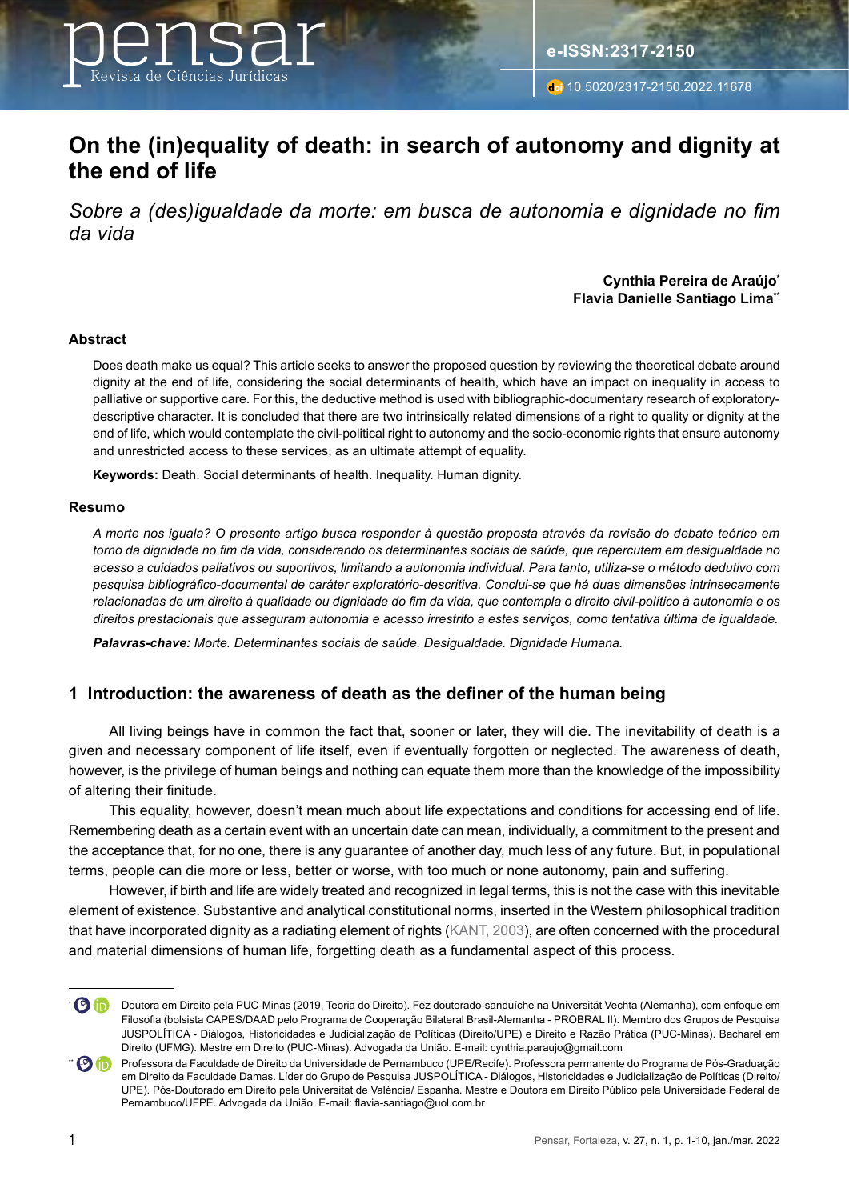# On the (in)equality of death: in search of autonomy and dignity at the end of life

*Sobre a (des)igualdade da morte: em busca de autonomia e dignidade no fim da vida*

**Cynthia Pereira de Araújo***
**Flavia Danielle Santiago Lima****

### Abstract

Does death make us equal? This article seeks to answer the proposed question by reviewing the theoretical debate around dignity at the end of life, considering the social determinants of health, which have an impact on inequality in access to palliative or supportive care. For this, the deductive method is used with bibliographic-documentary research of exploratory-descriptive character. It is concluded that there are two intrinsically related dimensions of a right to quality or dignity at the end of life, which would contemplate the civil-political right to autonomy and the socio-economic rights that ensure autonomy and unrestricted access to these services, as an ultimate attempt of equality.

**Keywords:** Death. Social determinants of health. Inequality. Human dignity.

### Resumo

*A morte nos iguala? O presente artigo busca responder à questão proposta através da revisão do debate teórico em torno da dignidade no fim da vida, considerando os determinantes sociais de saúde, que repercutem em desigualdade no acesso a cuidados paliativos ou suportivos, limitando a autonomia individual. Para tanto, utiliza-se o método dedutivo com pesquisa bibliográfico-documental de caráter exploratório-descritiva. Conclui-se que há duas dimensões intrinsecamente relacionadas de um direito à qualidade ou dignidade do fim da vida, que contempla o direito civil-político à autonomia e os direitos prestacionais que asseguram autonomia e acesso irrestrito a estes serviços, como tentativa última de igualdade.*

***Palavras-chave:*** *Morte. Determinantes sociais de saúde. Desigualdade. Dignidade Humana.*

## 1 Introduction: the awareness of death as the definer of the human being

All living beings have in common the fact that, sooner or later, they will die. The inevitability of death is a given and necessary component of life itself, even if eventually forgotten or neglected. The awareness of death, however, is the privilege of human beings and nothing can equate them more than the knowledge of the impossibility of altering their finitude.

This equality, however, doesn't mean much about life expectations and conditions for accessing end of life. Remembering death as a certain event with an uncertain date can mean, individually, a commitment to the present and the acceptance that, for no one, there is any guarantee of another day, much less of any future. But, in populational terms, people can die more or less, better or worse, with too much or none autonomy, pain and suffering.

However, if birth and life are widely treated and recognized in legal terms, this is not the case with this inevitable element of existence. Substantive and analytical constitutional norms, inserted in the Western philosophical tradition that have incorporated dignity as a radiating element of rights (KANT, 2003), are often concerned with the procedural and material dimensions of human life, forgetting death as a fundamental aspect of this process.

---

\* Doutora em Direito pela PUC-Minas (2019, Teoria do Direito). Fez doutorado-sanduíche na Universität Vechta (Alemanha), com enfoque em Filosofia (bolsista CAPES/DAAD pelo Programa de Cooperação Bilateral Brasil-Alemanha - PROBRAL II). Membro dos Grupos de Pesquisa JUSPOLÍTICA - Diálogos, Historicidades e Judicialização de Políticas (Direito/UPE) e Direito e Razão Prática (PUC-Minas). Bacharel em Direito (UFMG). Mestre em Direito (PUC-Minas). Advogada da União. E-mail: cynthia.paraujo@gmail.com

\*\* Professora da Faculdade de Direito da Universidade de Pernambuco (UPE/Recife). Professora permanente do Programa de Pós-Graduação em Direito da Faculdade Damas. Líder do Grupo de Pesquisa JUSPOLÍTICA - Diálogos, Historicidades e Judicialização de Políticas (Direito/UPE). Pós-Doutorado em Direito pela Universitat de València/ Espanha. Mestre e Doutora em Direito Público pela Universidade Federal de Pernambuco/UFPE. Advogada da União. E-mail: flavia-santiago@uol.com.br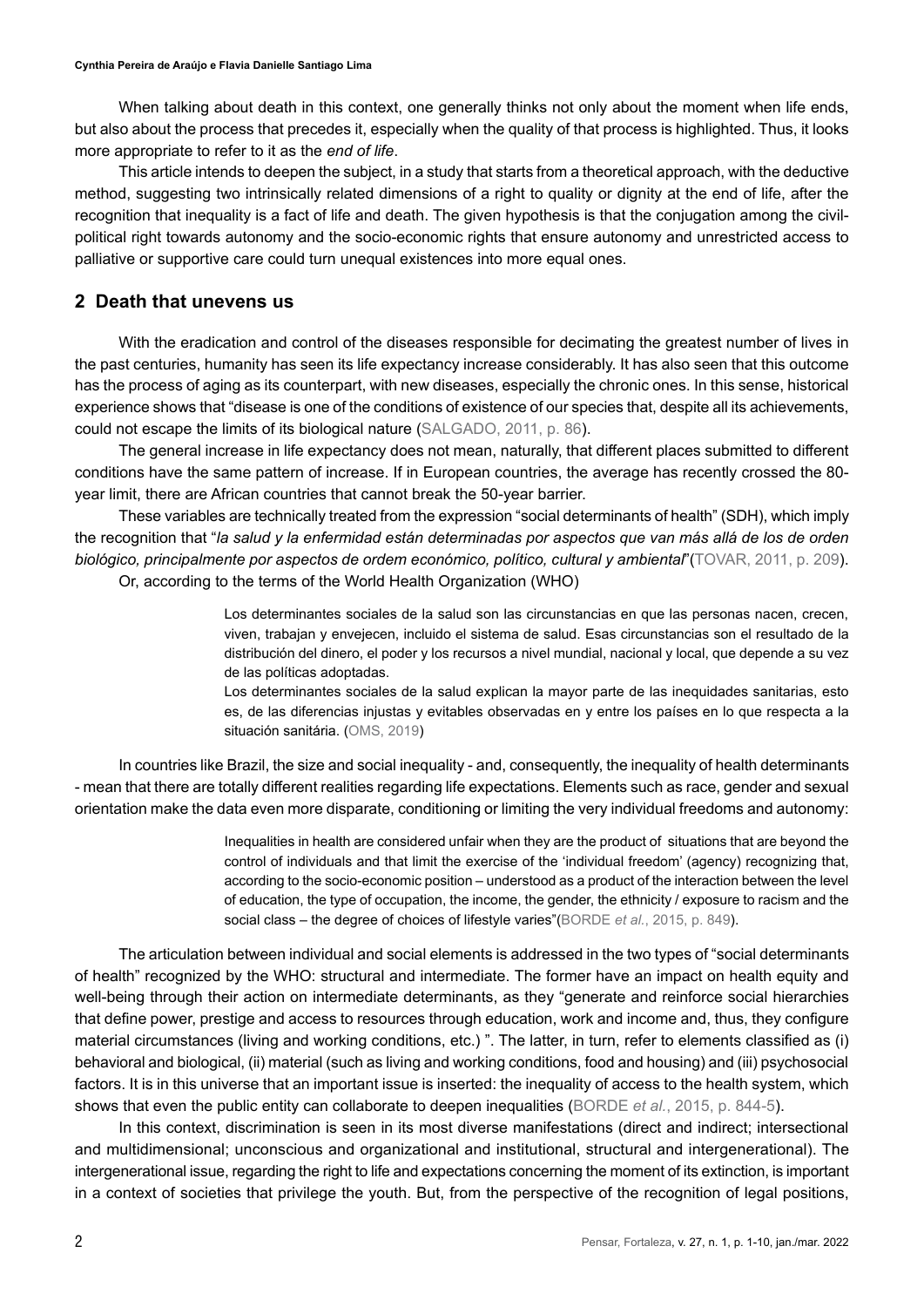When talking about death in this context, one generally thinks not only about the moment when life ends, but also about the process that precedes it, especially when the quality of that process is highlighted. Thus, it looks more appropriate to refer to it as the *end of life*.

This article intends to deepen the subject, in a study that starts from a theoretical approach, with the deductive method, suggesting two intrinsically related dimensions of a right to quality or dignity at the end of life, after the recognition that inequality is a fact of life and death. The given hypothesis is that the conjugation among the civil-political right towards autonomy and the socio-economic rights that ensure autonomy and unrestricted access to palliative or supportive care could turn unequal existences into more equal ones.

## 2 Death that unevens us

With the eradication and control of the diseases responsible for decimating the greatest number of lives in the past centuries, humanity has seen its life expectancy increase considerably. It has also seen that this outcome has the process of aging as its counterpart, with new diseases, especially the chronic ones. In this sense, historical experience shows that "disease is one of the conditions of existence of our species that, despite all its achievements, could not escape the limits of its biological nature (SALGADO, 2011, p. 86).

The general increase in life expectancy does not mean, naturally, that different places submitted to different conditions have the same pattern of increase. If in European countries, the average has recently crossed the 80-year limit, there are African countries that cannot break the 50-year barrier.

These variables are technically treated from the expression "social determinants of health" (SDH), which imply the recognition that "*la salud y la enfermidad están determinadas por aspectos que van más allá de los de orden biológico, principalmente por aspectos de ordem económico, político, cultural y ambiental*"(TOVAR, 2011, p. 209).

Or, according to the terms of the World Health Organization (WHO)

> Los determinantes sociales de la salud son las circunstancias en que las personas nacen, crecen, viven, trabajan y envejecen, incluido el sistema de salud. Esas circunstancias son el resultado de la distribución del dinero, el poder y los recursos a nivel mundial, nacional y local, que depende a su vez de las políticas adoptadas.
>
> Los determinantes sociales de la salud explican la mayor parte de las inequidades sanitarias, esto es, de las diferencias injustas y evitables observadas en y entre los países en lo que respecta a la situación sanitária. (OMS, 2019)

In countries like Brazil, the size and social inequality - and, consequently, the inequality of health determinants - mean that there are totally different realities regarding life expectations. Elements such as race, gender and sexual orientation make the data even more disparate, conditioning or limiting the very individual freedoms and autonomy:

> Inequalities in health are considered unfair when they are the product of situations that are beyond the control of individuals and that limit the exercise of the 'individual freedom' (agency) recognizing that, according to the socio-economic position – understood as a product of the interaction between the level of education, the type of occupation, the income, the gender, the ethnicity / exposure to racism and the social class – the degree of choices of lifestyle varies"(BORDE *et al.*, 2015, p. 849).

The articulation between individual and social elements is addressed in the two types of "social determinants of health" recognized by the WHO: structural and intermediate. The former have an impact on health equity and well-being through their action on intermediate determinants, as they "generate and reinforce social hierarchies that define power, prestige and access to resources through education, work and income and, thus, they configure material circumstances (living and working conditions, etc.) ". The latter, in turn, refer to elements classified as (i) behavioral and biological, (ii) material (such as living and working conditions, food and housing) and (iii) psychosocial factors. It is in this universe that an important issue is inserted: the inequality of access to the health system, which shows that even the public entity can collaborate to deepen inequalities (BORDE *et al.*, 2015, p. 844-5).

In this context, discrimination is seen in its most diverse manifestations (direct and indirect; intersectional and multidimensional; unconscious and organizational and institutional, structural and intergenerational). The intergenerational issue, regarding the right to life and expectations concerning the moment of its extinction, is important in a context of societies that privilege the youth. But, from the perspective of the recognition of legal positions,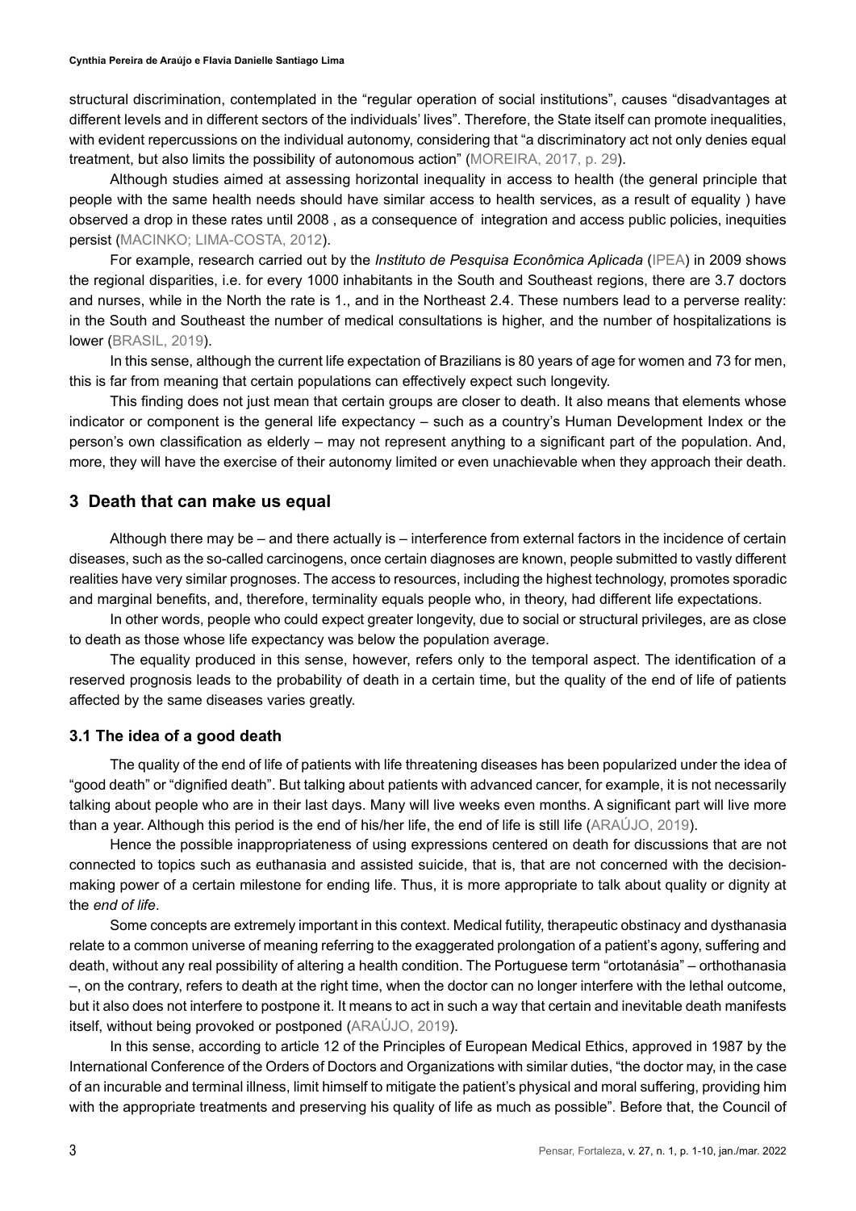structural discrimination, contemplated in the "regular operation of social institutions", causes "disadvantages at different levels and in different sectors of the individuals' lives". Therefore, the State itself can promote inequalities, with evident repercussions on the individual autonomy, considering that "a discriminatory act not only denies equal treatment, but also limits the possibility of autonomous action" (MOREIRA, 2017, p. 29).

Although studies aimed at assessing horizontal inequality in access to health (the general principle that people with the same health needs should have similar access to health services, as a result of equality ) have observed a drop in these rates until 2008 , as a consequence of integration and access public policies, inequities persist (MACINKO; LIMA-COSTA, 2012).

For example, research carried out by the *Instituto de Pesquisa Econômica Aplicada* (IPEA) in 2009 shows the regional disparities, i.e. for every 1000 inhabitants in the South and Southeast regions, there are 3.7 doctors and nurses, while in the North the rate is 1., and in the Northeast 2.4. These numbers lead to a perverse reality: in the South and Southeast the number of medical consultations is higher, and the number of hospitalizations is lower (BRASIL, 2019).

In this sense, although the current life expectation of Brazilians is 80 years of age for women and 73 for men, this is far from meaning that certain populations can effectively expect such longevity.

This finding does not just mean that certain groups are closer to death. It also means that elements whose indicator or component is the general life expectancy – such as a country's Human Development Index or the person's own classification as elderly – may not represent anything to a significant part of the population. And, more, they will have the exercise of their autonomy limited or even unachievable when they approach their death.

## 3 Death that can make us equal

Although there may be – and there actually is – interference from external factors in the incidence of certain diseases, such as the so-called carcinogens, once certain diagnoses are known, people submitted to vastly different realities have very similar prognoses. The access to resources, including the highest technology, promotes sporadic and marginal benefits, and, therefore, terminality equals people who, in theory, had different life expectations.

In other words, people who could expect greater longevity, due to social or structural privileges, are as close to death as those whose life expectancy was below the population average.

The equality produced in this sense, however, refers only to the temporal aspect. The identification of a reserved prognosis leads to the probability of death in a certain time, but the quality of the end of life of patients affected by the same diseases varies greatly.

### 3.1 The idea of a good death

The quality of the end of life of patients with life threatening diseases has been popularized under the idea of "good death" or "dignified death". But talking about patients with advanced cancer, for example, it is not necessarily talking about people who are in their last days. Many will live weeks even months. A significant part will live more than a year. Although this period is the end of his/her life, the end of life is still life (ARAÚJO, 2019).

Hence the possible inappropriateness of using expressions centered on death for discussions that are not connected to topics such as euthanasia and assisted suicide, that is, that are not concerned with the decision-making power of a certain milestone for ending life. Thus, it is more appropriate to talk about quality or dignity at the *end of life*.

Some concepts are extremely important in this context. Medical futility, therapeutic obstinacy and dysthanasia relate to a common universe of meaning referring to the exaggerated prolongation of a patient's agony, suffering and death, without any real possibility of altering a health condition. The Portuguese term "ortotanásia" – orthothanasia –, on the contrary, refers to death at the right time, when the doctor can no longer interfere with the lethal outcome, but it also does not interfere to postpone it. It means to act in such a way that certain and inevitable death manifests itself, without being provoked or postponed (ARAÚJO, 2019).

In this sense, according to article 12 of the Principles of European Medical Ethics, approved in 1987 by the International Conference of the Orders of Doctors and Organizations with similar duties, "the doctor may, in the case of an incurable and terminal illness, limit himself to mitigate the patient's physical and moral suffering, providing him with the appropriate treatments and preserving his quality of life as much as possible". Before that, the Council of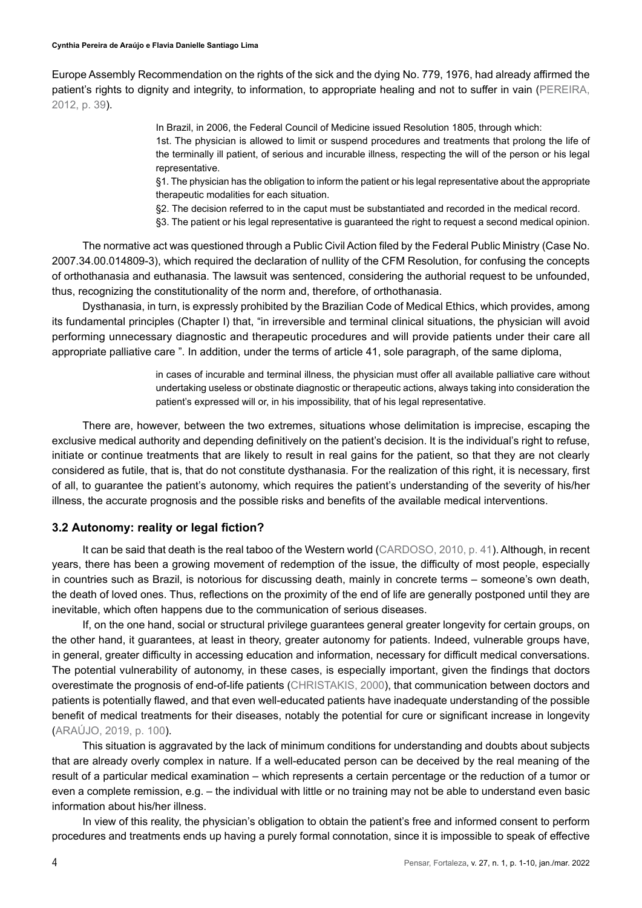Europe Assembly Recommendation on the rights of the sick and the dying No. 779, 1976, had already affirmed the patient's rights to dignity and integrity, to information, to appropriate healing and not to suffer in vain (PEREIRA, 2012, p. 39).

> In Brazil, in 2006, the Federal Council of Medicine issued Resolution 1805, through which:
> 1st. The physician is allowed to limit or suspend procedures and treatments that prolong the life of the terminally ill patient, of serious and incurable illness, respecting the will of the person or his legal representative.
> §1. The physician has the obligation to inform the patient or his legal representative about the appropriate therapeutic modalities for each situation.
> §2. The decision referred to in the caput must be substantiated and recorded in the medical record.
> §3. The patient or his legal representative is guaranteed the right to request a second medical opinion.

The normative act was questioned through a Public Civil Action filed by the Federal Public Ministry (Case No. 2007.34.00.014809-3), which required the declaration of nullity of the CFM Resolution, for confusing the concepts of orthothanasia and euthanasia. The lawsuit was sentenced, considering the authorial request to be unfounded, thus, recognizing the constitutionality of the norm and, therefore, of orthothanasia.

Dysthanasia, in turn, is expressly prohibited by the Brazilian Code of Medical Ethics, which provides, among its fundamental principles (Chapter I) that, "in irreversible and terminal clinical situations, the physician will avoid performing unnecessary diagnostic and therapeutic procedures and will provide patients under their care all appropriate palliative care ". In addition, under the terms of article 41, sole paragraph, of the same diploma,

> in cases of incurable and terminal illness, the physician must offer all available palliative care without undertaking useless or obstinate diagnostic or therapeutic actions, always taking into consideration the patient's expressed will or, in his impossibility, that of his legal representative.

There are, however, between the two extremes, situations whose delimitation is imprecise, escaping the exclusive medical authority and depending definitively on the patient's decision. It is the individual's right to refuse, initiate or continue treatments that are likely to result in real gains for the patient, so that they are not clearly considered as futile, that is, that do not constitute dysthanasia. For the realization of this right, it is necessary, first of all, to guarantee the patient's autonomy, which requires the patient's understanding of the severity of his/her illness, the accurate prognosis and the possible risks and benefits of the available medical interventions.

### 3.2 Autonomy: reality or legal fiction?

It can be said that death is the real taboo of the Western world (CARDOSO, 2010, p. 41). Although, in recent years, there has been a growing movement of redemption of the issue, the difficulty of most people, especially in countries such as Brazil, is notorious for discussing death, mainly in concrete terms – someone's own death, the death of loved ones. Thus, reflections on the proximity of the end of life are generally postponed until they are inevitable, which often happens due to the communication of serious diseases.

If, on the one hand, social or structural privilege guarantees general greater longevity for certain groups, on the other hand, it guarantees, at least in theory, greater autonomy for patients. Indeed, vulnerable groups have, in general, greater difficulty in accessing education and information, necessary for difficult medical conversations. The potential vulnerability of autonomy, in these cases, is especially important, given the findings that doctors overestimate the prognosis of end-of-life patients (CHRISTAKIS, 2000), that communication between doctors and patients is potentially flawed, and that even well-educated patients have inadequate understanding of the possible benefit of medical treatments for their diseases, notably the potential for cure or significant increase in longevity (ARAÚJO, 2019, p. 100).

This situation is aggravated by the lack of minimum conditions for understanding and doubts about subjects that are already overly complex in nature. If a well-educated person can be deceived by the real meaning of the result of a particular medical examination – which represents a certain percentage or the reduction of a tumor or even a complete remission, e.g. – the individual with little or no training may not be able to understand even basic information about his/her illness.

In view of this reality, the physician's obligation to obtain the patient's free and informed consent to perform procedures and treatments ends up having a purely formal connotation, since it is impossible to speak of effective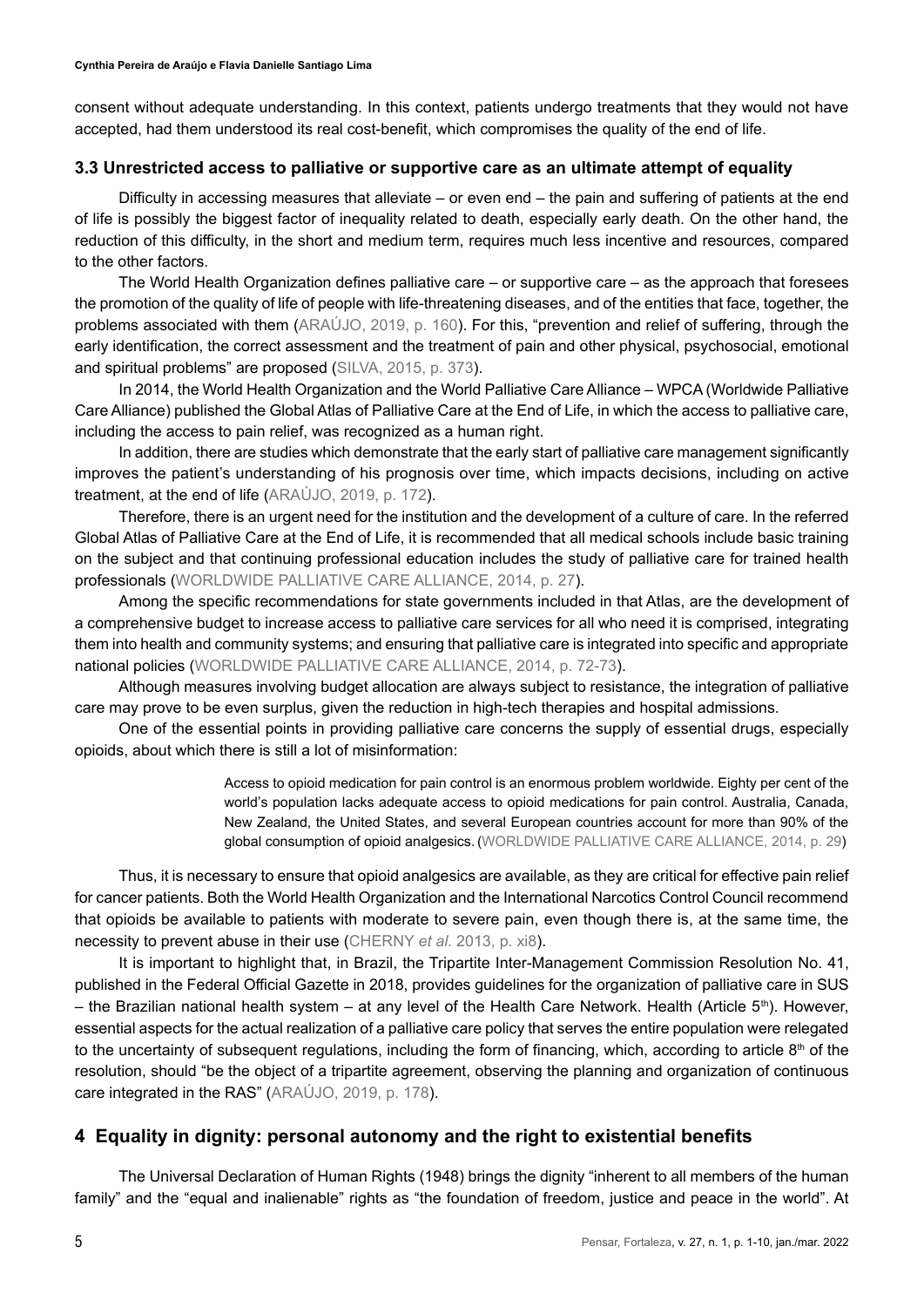consent without adequate understanding. In this context, patients undergo treatments that they would not have accepted, had them understood its real cost-benefit, which compromises the quality of the end of life.

### 3.3 Unrestricted access to palliative or supportive care as an ultimate attempt of equality

Difficulty in accessing measures that alleviate – or even end – the pain and suffering of patients at the end of life is possibly the biggest factor of inequality related to death, especially early death. On the other hand, the reduction of this difficulty, in the short and medium term, requires much less incentive and resources, compared to the other factors.

The World Health Organization defines palliative care – or supportive care – as the approach that foresees the promotion of the quality of life of people with life-threatening diseases, and of the entities that face, together, the problems associated with them (ARAÚJO, 2019, p. 160). For this, "prevention and relief of suffering, through the early identification, the correct assessment and the treatment of pain and other physical, psychosocial, emotional and spiritual problems" are proposed (SILVA, 2015, p. 373).

In 2014, the World Health Organization and the World Palliative Care Alliance – WPCA (Worldwide Palliative Care Alliance) published the Global Atlas of Palliative Care at the End of Life, in which the access to palliative care, including the access to pain relief, was recognized as a human right.

In addition, there are studies which demonstrate that the early start of palliative care management significantly improves the patient's understanding of his prognosis over time, which impacts decisions, including on active treatment, at the end of life (ARAÚJO, 2019, p. 172).

Therefore, there is an urgent need for the institution and the development of a culture of care. In the referred Global Atlas of Palliative Care at the End of Life, it is recommended that all medical schools include basic training on the subject and that continuing professional education includes the study of palliative care for trained health professionals (WORLDWIDE PALLIATIVE CARE ALLIANCE, 2014, p. 27).

Among the specific recommendations for state governments included in that Atlas, are the development of a comprehensive budget to increase access to palliative care services for all who need it is comprised, integrating them into health and community systems; and ensuring that palliative care is integrated into specific and appropriate national policies (WORLDWIDE PALLIATIVE CARE ALLIANCE, 2014, p. 72-73).

Although measures involving budget allocation are always subject to resistance, the integration of palliative care may prove to be even surplus, given the reduction in high-tech therapies and hospital admissions.

One of the essential points in providing palliative care concerns the supply of essential drugs, especially opioids, about which there is still a lot of misinformation:

> Access to opioid medication for pain control is an enormous problem worldwide. Eighty per cent of the world's population lacks adequate access to opioid medications for pain control. Australia, Canada, New Zealand, the United States, and several European countries account for more than 90% of the global consumption of opioid analgesics. (WORLDWIDE PALLIATIVE CARE ALLIANCE, 2014, p. 29)

Thus, it is necessary to ensure that opioid analgesics are available, as they are critical for effective pain relief for cancer patients. Both the World Health Organization and the International Narcotics Control Council recommend that opioids be available to patients with moderate to severe pain, even though there is, at the same time, the necessity to prevent abuse in their use (CHERNY *et al.* 2013, p. xi8).

It is important to highlight that, in Brazil, the Tripartite Inter-Management Commission Resolution No. 41, published in the Federal Official Gazette in 2018, provides guidelines for the organization of palliative care in SUS – the Brazilian national health system – at any level of the Health Care Network. Health (Article 5th). However, essential aspects for the actual realization of a palliative care policy that serves the entire population were relegated to the uncertainty of subsequent regulations, including the form of financing, which, according to article 8th of the resolution, should "be the object of a tripartite agreement, observing the planning and organization of continuous care integrated in the RAS" (ARAÚJO, 2019, p. 178).

## 4 Equality in dignity: personal autonomy and the right to existential benefits

The Universal Declaration of Human Rights (1948) brings the dignity "inherent to all members of the human family" and the "equal and inalienable" rights as "the foundation of freedom, justice and peace in the world". At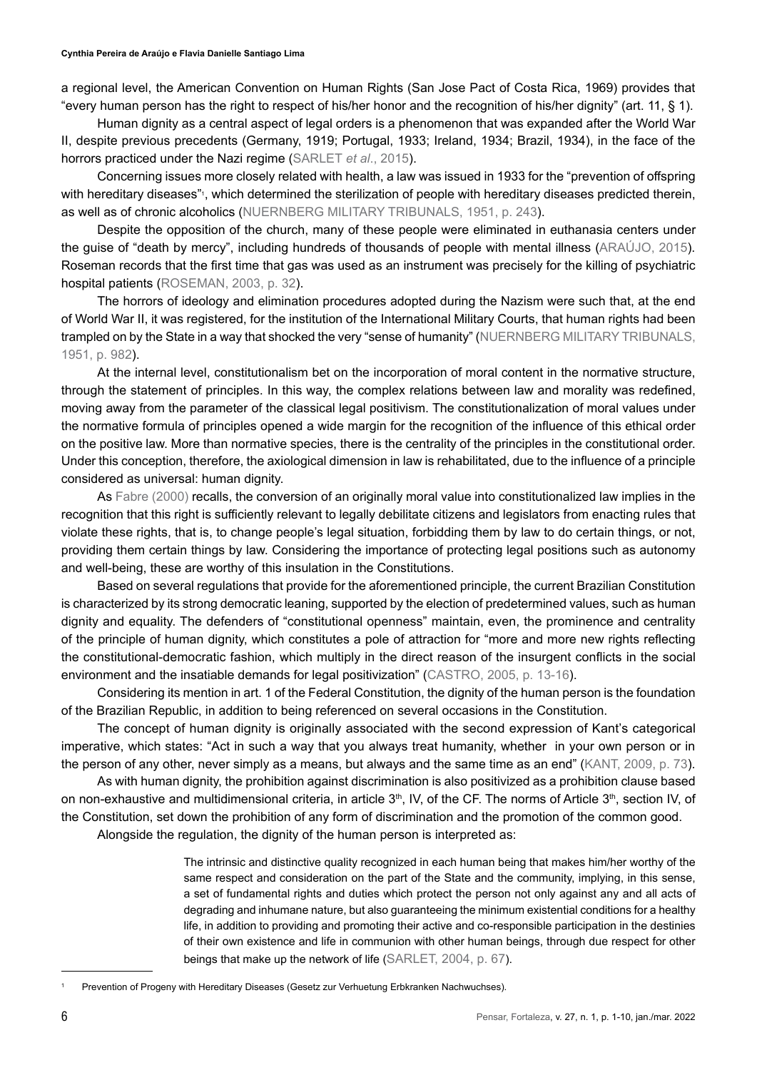a regional level, the American Convention on Human Rights (San Jose Pact of Costa Rica, 1969) provides that "every human person has the right to respect of his/her honor and the recognition of his/her dignity" (art. 11, § 1).

Human dignity as a central aspect of legal orders is a phenomenon that was expanded after the World War II, despite previous precedents (Germany, 1919; Portugal, 1933; Ireland, 1934; Brazil, 1934), in the face of the horrors practiced under the Nazi regime (SARLET *et al*., 2015).

Concerning issues more closely related with health, a law was issued in 1933 for the "prevention of offspring with hereditary diseases"[1], which determined the sterilization of people with hereditary diseases predicted therein, as well as of chronic alcoholics (NUERNBERG MILITARY TRIBUNALS, 1951, p. 243).

Despite the opposition of the church, many of these people were eliminated in euthanasia centers under the guise of "death by mercy", including hundreds of thousands of people with mental illness (ARAÚJO, 2015). Roseman records that the first time that gas was used as an instrument was precisely for the killing of psychiatric hospital patients (ROSEMAN, 2003, p. 32).

The horrors of ideology and elimination procedures adopted during the Nazism were such that, at the end of World War II, it was registered, for the institution of the International Military Courts, that human rights had been trampled on by the State in a way that shocked the very "sense of humanity" (NUERNBERG MILITARY TRIBUNALS, 1951, p. 982).

At the internal level, constitutionalism bet on the incorporation of moral content in the normative structure, through the statement of principles. In this way, the complex relations between law and morality was redefined, moving away from the parameter of the classical legal positivism. The constitutionalization of moral values under the normative formula of principles opened a wide margin for the recognition of the influence of this ethical order on the positive law. More than normative species, there is the centrality of the principles in the constitutional order. Under this conception, therefore, the axiological dimension in law is rehabilitated, due to the influence of a principle considered as universal: human dignity.

As Fabre (2000) recalls, the conversion of an originally moral value into constitutionalized law implies in the recognition that this right is sufficiently relevant to legally debilitate citizens and legislators from enacting rules that violate these rights, that is, to change people's legal situation, forbidding them by law to do certain things, or not, providing them certain things by law. Considering the importance of protecting legal positions such as autonomy and well-being, these are worthy of this insulation in the Constitutions.

Based on several regulations that provide for the aforementioned principle, the current Brazilian Constitution is characterized by its strong democratic leaning, supported by the election of predetermined values, such as human dignity and equality. The defenders of "constitutional openness" maintain, even, the prominence and centrality of the principle of human dignity, which constitutes a pole of attraction for "more and more new rights reflecting the constitutional-democratic fashion, which multiply in the direct reason of the insurgent conflicts in the social environment and the insatiable demands for legal positivization" (CASTRO, 2005, p. 13-16).

Considering its mention in art. 1 of the Federal Constitution, the dignity of the human person is the foundation of the Brazilian Republic, in addition to being referenced on several occasions in the Constitution.

The concept of human dignity is originally associated with the second expression of Kant's categorical imperative, which states: "Act in such a way that you always treat humanity, whether in your own person or in the person of any other, never simply as a means, but always and the same time as an end" (KANT, 2009, p. 73).

As with human dignity, the prohibition against discrimination is also positivized as a prohibition clause based on non-exhaustive and multidimensional criteria, in article 3th, IV, of the CF. The norms of Article 3th, section IV, of the Constitution, set down the prohibition of any form of discrimination and the promotion of the common good.

Alongside the regulation, the dignity of the human person is interpreted as:

> The intrinsic and distinctive quality recognized in each human being that makes him/her worthy of the same respect and consideration on the part of the State and the community, implying, in this sense, a set of fundamental rights and duties which protect the person not only against any and all acts of degrading and inhumane nature, but also guaranteeing the minimum existential conditions for a healthy life, in addition to providing and promoting their active and co-responsible participation in the destinies of their own existence and life in communion with other human beings, through due respect for other beings that make up the network of life (SARLET, 2004, p. 67).

---

[1] Prevention of Progeny with Hereditary Diseases (Gesetz zur Verhuetung Erbkranken Nachwuchses).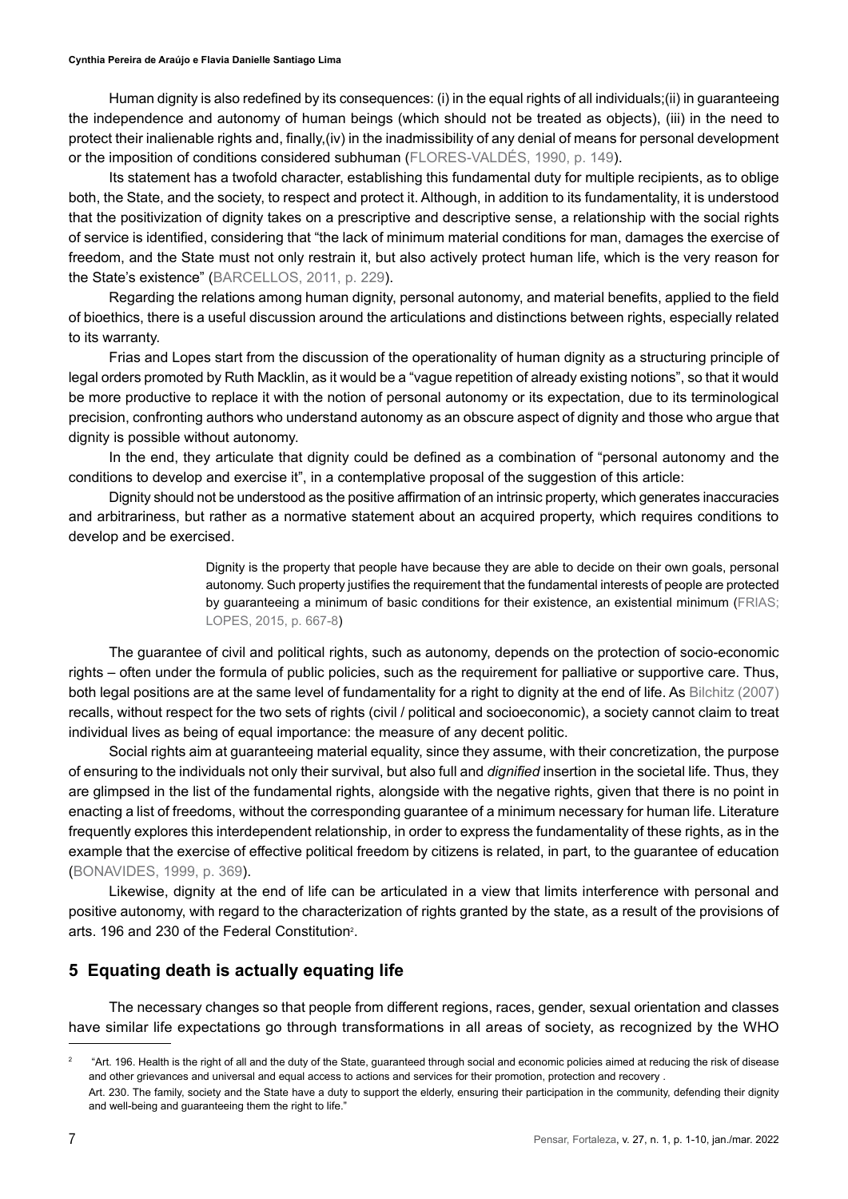Human dignity is also redefined by its consequences: (i) in the equal rights of all individuals;(ii) in guaranteeing the independence and autonomy of human beings (which should not be treated as objects), (iii) in the need to protect their inalienable rights and, finally,(iv) in the inadmissibility of any denial of means for personal development or the imposition of conditions considered subhuman (FLORES-VALDÉS, 1990, p. 149).

Its statement has a twofold character, establishing this fundamental duty for multiple recipients, as to oblige both, the State, and the society, to respect and protect it. Although, in addition to its fundamentality, it is understood that the positivization of dignity takes on a prescriptive and descriptive sense, a relationship with the social rights of service is identified, considering that "the lack of minimum material conditions for man, damages the exercise of freedom, and the State must not only restrain it, but also actively protect human life, which is the very reason for the State's existence" (BARCELLOS, 2011, p. 229).

Regarding the relations among human dignity, personal autonomy, and material benefits, applied to the field of bioethics, there is a useful discussion around the articulations and distinctions between rights, especially related to its warranty.

Frias and Lopes start from the discussion of the operationality of human dignity as a structuring principle of legal orders promoted by Ruth Macklin, as it would be a "vague repetition of already existing notions", so that it would be more productive to replace it with the notion of personal autonomy or its expectation, due to its terminological precision, confronting authors who understand autonomy as an obscure aspect of dignity and those who argue that dignity is possible without autonomy.

In the end, they articulate that dignity could be defined as a combination of "personal autonomy and the conditions to develop and exercise it", in a contemplative proposal of the suggestion of this article:

Dignity should not be understood as the positive affirmation of an intrinsic property, which generates inaccuracies and arbitrariness, but rather as a normative statement about an acquired property, which requires conditions to develop and be exercised.

> Dignity is the property that people have because they are able to decide on their own goals, personal autonomy. Such property justifies the requirement that the fundamental interests of people are protected by guaranteeing a minimum of basic conditions for their existence, an existential minimum (FRIAS; LOPES, 2015, p. 667-8)

The guarantee of civil and political rights, such as autonomy, depends on the protection of socio-economic rights – often under the formula of public policies, such as the requirement for palliative or supportive care. Thus, both legal positions are at the same level of fundamentality for a right to dignity at the end of life. As Bilchitz (2007) recalls, without respect for the two sets of rights (civil / political and socioeconomic), a society cannot claim to treat individual lives as being of equal importance: the measure of any decent politic.

Social rights aim at guaranteeing material equality, since they assume, with their concretization, the purpose of ensuring to the individuals not only their survival, but also full and *dignified* insertion in the societal life. Thus, they are glimpsed in the list of the fundamental rights, alongside with the negative rights, given that there is no point in enacting a list of freedoms, without the corresponding guarantee of a minimum necessary for human life. Literature frequently explores this interdependent relationship, in order to express the fundamentality of these rights, as in the example that the exercise of effective political freedom by citizens is related, in part, to the guarantee of education (BONAVIDES, 1999, p. 369).

Likewise, dignity at the end of life can be articulated in a view that limits interference with personal and positive autonomy, with regard to the characterization of rights granted by the state, as a result of the provisions of arts. 196 and 230 of the Federal Constitution[2].

## 5 Equating death is actually equating life

The necessary changes so that people from different regions, races, gender, sexual orientation and classes have similar life expectations go through transformations in all areas of society, as recognized by the WHO

---

[2] "Art. 196. Health is the right of all and the duty of the State, guaranteed through social and economic policies aimed at reducing the risk of disease and other grievances and universal and equal access to actions and services for their promotion, protection and recovery .
Art. 230. The family, society and the State have a duty to support the elderly, ensuring their participation in the community, defending their dignity and well-being and guaranteeing them the right to life."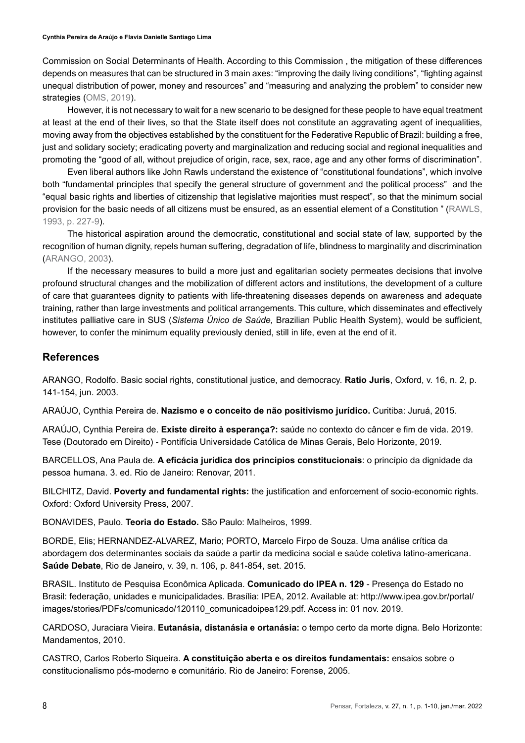Commission on Social Determinants of Health. According to this Commission , the mitigation of these differences depends on measures that can be structured in 3 main axes: “improving the daily living conditions”, “fighting against unequal distribution of power, money and resources” and “measuring and analyzing the problem” to consider new strategies (OMS, 2019).

However, it is not necessary to wait for a new scenario to be designed for these people to have equal treatment at least at the end of their lives, so that the State itself does not constitute an aggravating agent of inequalities, moving away from the objectives established by the constituent for the Federative Republic of Brazil: building a free, just and solidary society; eradicating poverty and marginalization and reducing social and regional inequalities and promoting the “good of all, without prejudice of origin, race, sex, race, age and any other forms of discrimination”.

Even liberal authors like John Rawls understand the existence of “constitutional foundations”, which involve both “fundamental principles that specify the general structure of government and the political process” and the “equal basic rights and liberties of citizenship that legislative majorities must respect”, so that the minimum social provision for the basic needs of all citizens must be ensured, as an essential element of a Constitution ” (RAWLS, 1993, p. 227-9).

The historical aspiration around the democratic, constitutional and social state of law, supported by the recognition of human dignity, repels human suffering, degradation of life, blindness to marginality and discrimination (ARANGO, 2003).

If the necessary measures to build a more just and egalitarian society permeates decisions that involve profound structural changes and the mobilization of different actors and institutions, the development of a culture of care that guarantees dignity to patients with life-threatening diseases depends on awareness and adequate training, rather than large investments and political arrangements. This culture, which disseminates and effectively institutes palliative care in SUS (*Sistema Único de Saúde,* Brazilian Public Health System), would be sufficient, however, to confer the minimum equality previously denied, still in life, even at the end of it.

## References

ARANGO, Rodolfo. Basic social rights, constitutional justice, and democracy. **Ratio Juris**, Oxford, v. 16, n. 2, p. 141-154, jun. 2003.

ARAÚJO, Cynthia Pereira de. **Nazismo e o conceito de não positivismo jurídico.** Curitiba: Juruá, 2015.

ARAÚJO, Cynthia Pereira de. **Existe direito à esperança?:** saúde no contexto do câncer e fim de vida. 2019. Tese (Doutorado em Direito) - Pontifícia Universidade Católica de Minas Gerais, Belo Horizonte, 2019.

BARCELLOS, Ana Paula de. **A eficácia jurídica dos princípios constitucionais**: o princípio da dignidade da pessoa humana. 3. ed. Rio de Janeiro: Renovar, 2011.

BILCHITZ, David. **Poverty and fundamental rights:** the justification and enforcement of socio-economic rights. Oxford: Oxford University Press, 2007.

BONAVIDES, Paulo. **Teoria do Estado.** São Paulo: Malheiros, 1999.

BORDE, Elis; HERNANDEZ-ALVAREZ, Mario; PORTO, Marcelo Firpo de Souza. Uma análise crítica da abordagem dos determinantes sociais da saúde a partir da medicina social e saúde coletiva latino-americana. **Saúde Debate**, Rio de Janeiro, v. 39, n. 106, p. 841-854, set. 2015.

BRASIL. Instituto de Pesquisa Econômica Aplicada. **Comunicado do IPEA n. 129** - Presença do Estado no Brasil: federação, unidades e municipalidades. Brasília: IPEA, 2012. Available at: http://www.ipea.gov.br/portal/images/stories/PDFs/comunicado/120110_comunicadoipea129.pdf. Access in: 01 nov. 2019.

CARDOSO, Juraciara Vieira. **Eutanásia, distanásia e ortanásia:** o tempo certo da morte digna. Belo Horizonte: Mandamentos, 2010.

CASTRO, Carlos Roberto Siqueira. **A constituição aberta e os direitos fundamentais:** ensaios sobre o constitucionalismo pós-moderno e comunitário. Rio de Janeiro: Forense, 2005.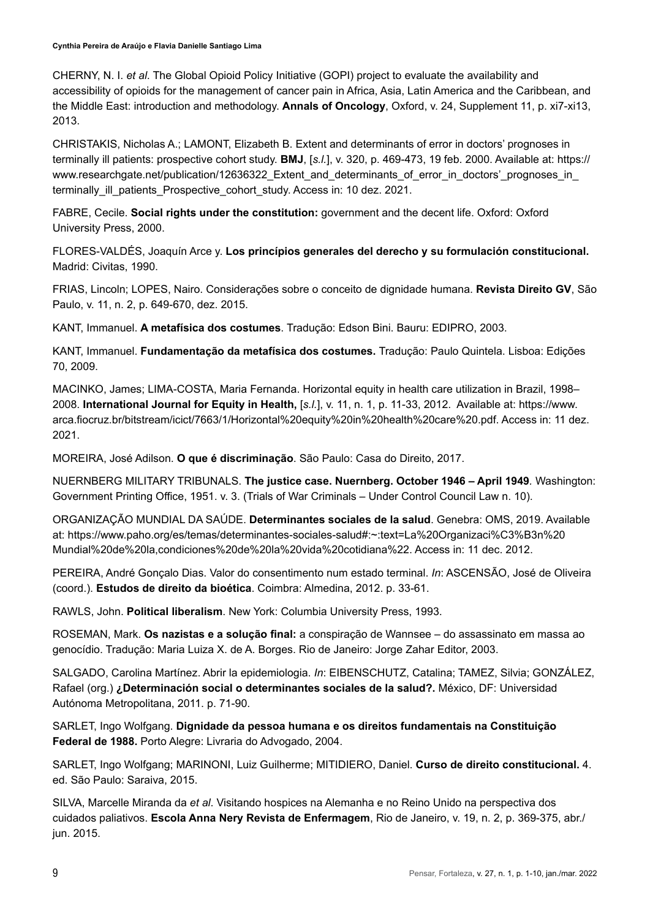CHERNY, N. I. *et al*. The Global Opioid Policy Initiative (GOPI) project to evaluate the availability and accessibility of opioids for the management of cancer pain in Africa, Asia, Latin America and the Caribbean, and the Middle East: introduction and methodology. **Annals of Oncology**, Oxford, v. 24, Supplement 11, p. xi7-xi13, 2013.

CHRISTAKIS, Nicholas A.; LAMONT, Elizabeth B. Extent and determinants of error in doctors' prognoses in terminally ill patients: prospective cohort study. **BMJ**, [*s.l.*], v. 320, p. 469-473, 19 feb. 2000. Available at: https://www.researchgate.net/publication/12636322_Extent_and_determinants_of_error_in_doctors'_prognoses_in_terminally_ill_patients_Prospective_cohort_study. Access in: 10 dez. 2021.

FABRE, Cecile. **Social rights under the constitution:** government and the decent life. Oxford: Oxford University Press, 2000.

FLORES-VALDÉS, Joaquín Arce y. **Los princípios generales del derecho y su formulación constitucional.** Madrid: Civitas, 1990.

FRIAS, Lincoln; LOPES, Nairo. Considerações sobre o conceito de dignidade humana. **Revista Direito GV**, São Paulo, v. 11, n. 2, p. 649-670, dez. 2015.

KANT, Immanuel. **A metafísica dos costumes**. Tradução: Edson Bini. Bauru: EDIPRO, 2003.

KANT, Immanuel. **Fundamentação da metafísica dos costumes.** Tradução: Paulo Quintela. Lisboa: Edições 70, 2009.

MACINKO, James; LIMA-COSTA, Maria Fernanda. Horizontal equity in health care utilization in Brazil, 1998–2008. **International Journal for Equity in Health,** [*s.l.*], v. 11, n. 1, p. 11-33, 2012. Available at: https://www.arca.fiocruz.br/bitstream/icict/7663/1/Horizontal%20equity%20in%20health%20care%20.pdf. Access in: 11 dez. 2021.

MOREIRA, José Adilson. **O que é discriminação**. São Paulo: Casa do Direito, 2017.

NUERNBERG MILITARY TRIBUNALS. **The justice case. Nuernberg. October 1946 – April 1949**. Washington: Government Printing Office, 1951. v. 3. (Trials of War Criminals – Under Control Council Law n. 10).

ORGANIZAÇÃO MUNDIAL DA SAÚDE. **Determinantes sociales de la salud**. Genebra: OMS, 2019. Available at: https://www.paho.org/es/temas/determinantes-sociales-salud#:~:text=La%20Organizaci%C3%B3n%20Mundial%20de%20la,condiciones%20de%20la%20vida%20cotidiana%22. Access in: 11 dec. 2012.

PEREIRA, André Gonçalo Dias. Valor do consentimento num estado terminal. *In*: ASCENSÃO, José de Oliveira (coord.). **Estudos de direito da bioética**. Coimbra: Almedina, 2012. p. 33-61.

RAWLS, John. **Political liberalism**. New York: Columbia University Press, 1993.

ROSEMAN, Mark. **Os nazistas e a solução final:** a conspiração de Wannsee – do assassinato em massa ao genocídio. Tradução: Maria Luiza X. de A. Borges. Rio de Janeiro: Jorge Zahar Editor, 2003.

SALGADO, Carolina Martínez. Abrir la epidemiologia. *In*: EIBENSCHUTZ, Catalina; TAMEZ, Silvia; GONZÁLEZ, Rafael (org.) **¿Determinación social o determinantes sociales de la salud?.** México, DF: Universidad Autónoma Metropolitana, 2011. p. 71-90.

SARLET, Ingo Wolfgang. **Dignidade da pessoa humana e os direitos fundamentais na Constituição Federal de 1988.** Porto Alegre: Livraria do Advogado, 2004.

SARLET, Ingo Wolfgang; MARINONI, Luiz Guilherme; MITIDIERO, Daniel. **Curso de direito constitucional.** 4. ed. São Paulo: Saraiva, 2015.

SILVA, Marcelle Miranda da *et al*. Visitando hospices na Alemanha e no Reino Unido na perspectiva dos cuidados paliativos. **Escola Anna Nery Revista de Enfermagem**, Rio de Janeiro, v. 19, n. 2, p. 369-375, abr./jun. 2015.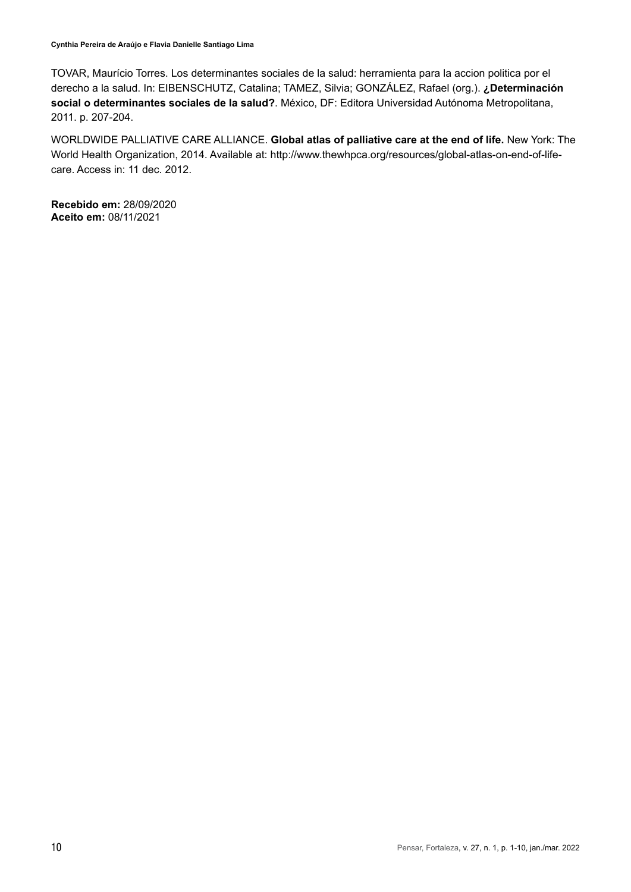TOVAR, Maurício Torres. Los determinantes sociales de la salud: herramienta para la accion politica por el derecho a la salud. In: EIBENSCHUTZ, Catalina; TAMEZ, Silvia; GONZÁLEZ, Rafael (org.). **¿Determinación social o determinantes sociales de la salud?**. México, DF: Editora Universidad Autónoma Metropolitana, 2011. p. 207-204.

WORLDWIDE PALLIATIVE CARE ALLIANCE. **Global atlas of palliative care at the end of life.** New York: The World Health Organization, 2014. Available at: http://www.thewhpca.org/resources/global-atlas-on-end-of-life-care. Access in: 11 dec. 2012.

**Recebido em:** 28/09/2020
**Aceito em:** 08/11/2021